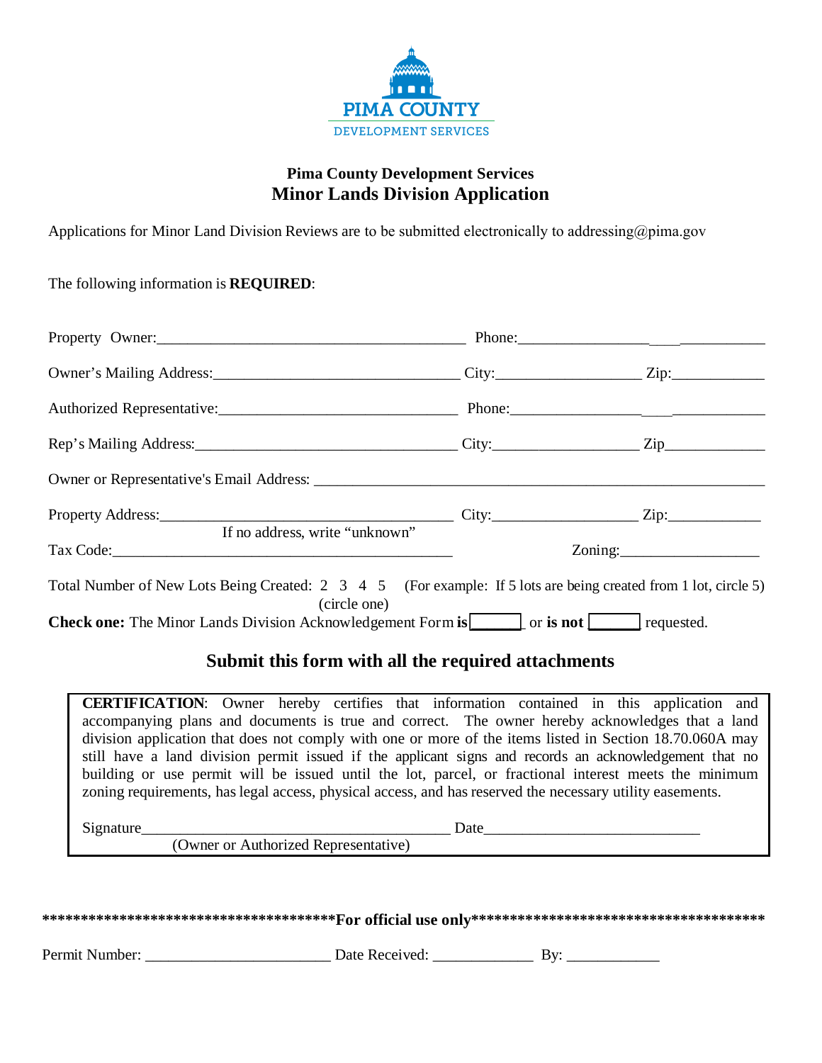PIMA COUNTY
DEVELOPMENT SERVICES

## Pima County Development Services

# Minor Lands Division Application

Applications for Minor Land Division Reviews are to be submitted electronically to addressing@pima.gov

The following information is **REQUIRED**:

Property Owner:__________________________________________ Phone:_________________________________

Owner's Mailing Address:_________________________________ City:___________________ Zip:____________

Authorized Representative:_______________________________ Phone:_________________________________

Rep's Mailing Address:___________________________________ City:___________________ Zip_____________

Owner or Representative's Email Address: ____________________________________________________________

Property Address:_______________________________________ City:___________________ Zip:____________
If no address, write "unknown"

Tax Code:_____________________________________________ Zoning:___________________

Total Number of New Lots Being Created: 2 3 4 5 (circle one) (For example: If 5 lots are being created from 1 lot, circle 5)

**Check one:** The Minor Lands Division Acknowledgement Form **is** ______ or **is not** ______ requested.

## Submit this form with all the required attachments

**CERTIFICATION**: Owner hereby certifies that information contained in this application and accompanying plans and documents is true and correct. The owner hereby acknowledges that a land division application that does not comply with one or more of the items listed in Section 18.70.060A may still have a land division permit issued if the applicant signs and records an acknowledgement that no building or use permit will be issued until the lot, parcel, or fractional interest meets the minimum zoning requirements, has legal access, physical access, and has reserved the necessary utility easements.

Signature__________________________________________ Date_____________________________
(Owner or Authorized Representative)

**************************************For official use only**************************************

Permit Number: _________________________ Date Received: _____________ By: ____________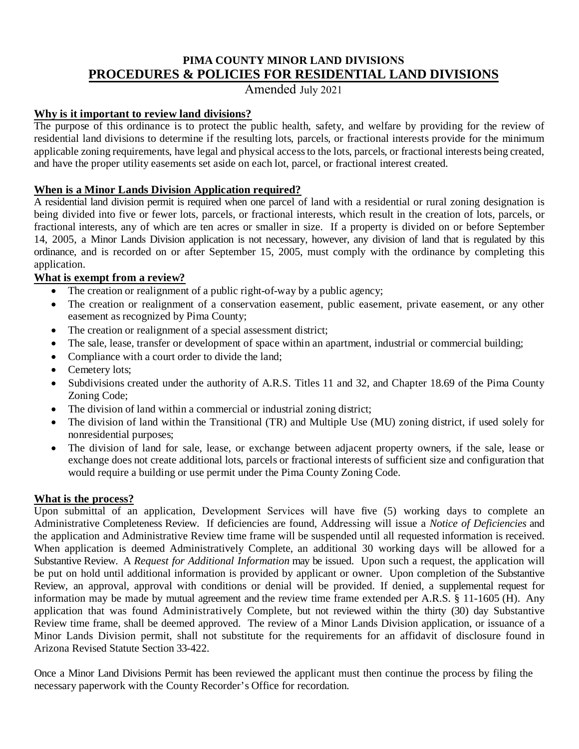**PIMA COUNTY MINOR LAND DIVISIONS**

# PROCEDURES & POLICIES FOR RESIDENTIAL LAND DIVISIONS

Amended July 2021

**Why is it important to review land divisions?**

The purpose of this ordinance is to protect the public health, safety, and welfare by providing for the review of residential land divisions to determine if the resulting lots, parcels, or fractional interests provide for the minimum applicable zoning requirements, have legal and physical access to the lots, parcels, or fractional interests being created, and have the proper utility easements set aside on each lot, parcel, or fractional interest created.

**When is a Minor Lands Division Application required?**

A residential land division permit is required when one parcel of land with a residential or rural zoning designation is being divided into five or fewer lots, parcels, or fractional interests, which result in the creation of lots, parcels, or fractional interests, any of which are ten acres or smaller in size. If a property is divided on or before September 14, 2005, a Minor Lands Division application is not necessary, however, any division of land that is regulated by this ordinance, and is recorded on or after September 15, 2005, must comply with the ordinance by completing this application.

**What is exempt from a review?**

- The creation or realignment of a public right-of-way by a public agency;
- The creation or realignment of a conservation easement, public easement, private easement, or any other easement as recognized by Pima County;
- The creation or realignment of a special assessment district;
- The sale, lease, transfer or development of space within an apartment, industrial or commercial building;
- Compliance with a court order to divide the land;
- Cemetery lots;
- Subdivisions created under the authority of A.R.S. Titles 11 and 32, and Chapter 18.69 of the Pima County Zoning Code;
- The division of land within a commercial or industrial zoning district;
- The division of land within the Transitional (TR) and Multiple Use (MU) zoning district, if used solely for nonresidential purposes;
- The division of land for sale, lease, or exchange between adjacent property owners, if the sale, lease or exchange does not create additional lots, parcels or fractional interests of sufficient size and configuration that would require a building or use permit under the Pima County Zoning Code.

**What is the process?**

Upon submittal of an application, Development Services will have five (5) working days to complete an Administrative Completeness Review. If deficiencies are found, Addressing will issue a *Notice of Deficiencies* and the application and Administrative Review time frame will be suspended until all requested information is received. When application is deemed Administratively Complete, an additional 30 working days will be allowed for a Substantive Review. A *Request for Additional Information* may be issued. Upon such a request, the application will be put on hold until additional information is provided by applicant or owner. Upon completion of the Substantive Review, an approval, approval with conditions or denial will be provided. If denied, a supplemental request for information may be made by mutual agreement and the review time frame extended per A.R.S. § 11-1605 (H). Any application that was found Administratively Complete, but not reviewed within the thirty (30) day Substantive Review time frame, shall be deemed approved. The review of a Minor Lands Division application, or issuance of a Minor Lands Division permit, shall not substitute for the requirements for an affidavit of disclosure found in Arizona Revised Statute Section 33-422.

Once a Minor Land Divisions Permit has been reviewed the applicant must then continue the process by filing the necessary paperwork with the County Recorder's Office for recordation.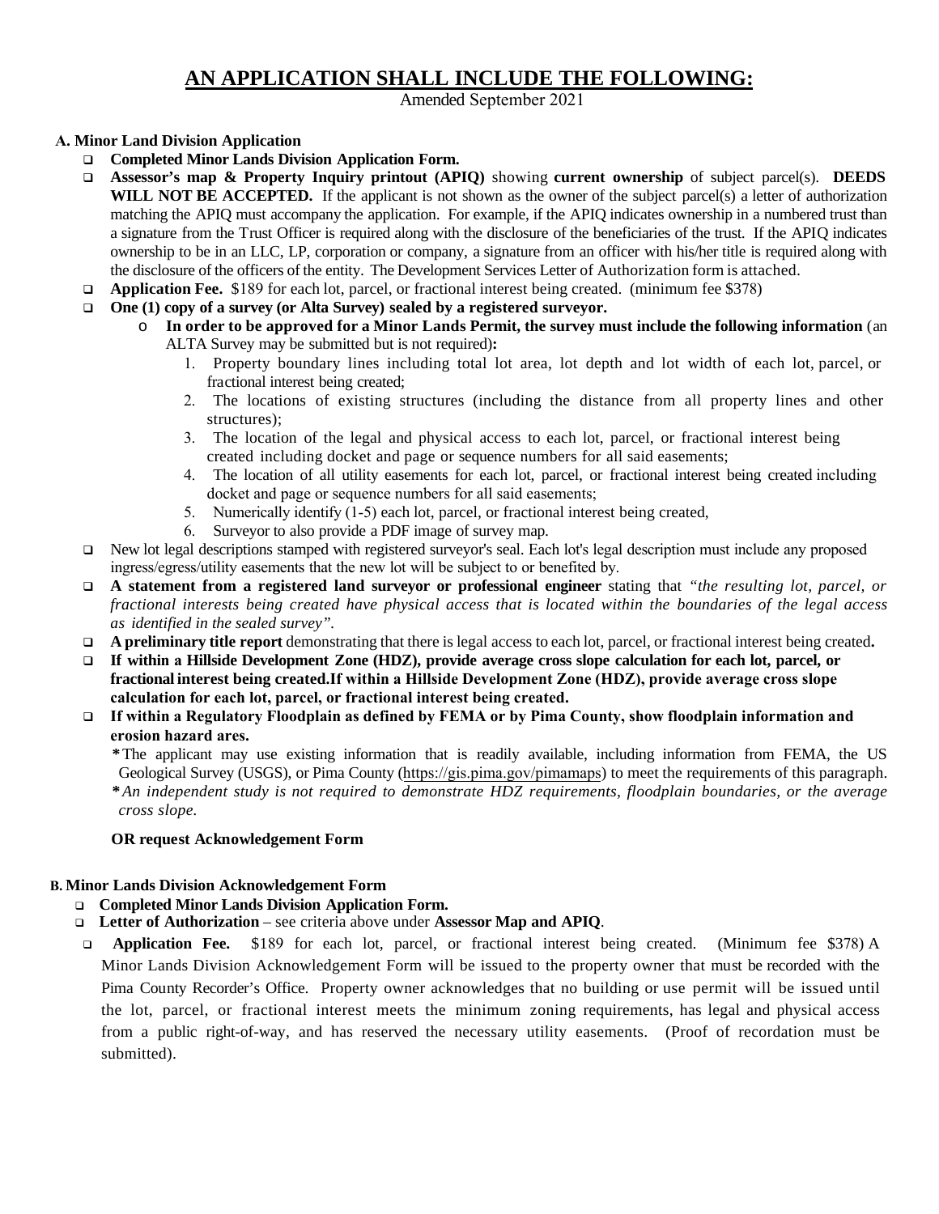# AN APPLICATION SHALL INCLUDE THE FOLLOWING:

Amended September 2021

**A. Minor Land Division Application**

- **Completed Minor Lands Division Application Form.**
- **Assessor's map & Property Inquiry printout (APIQ)** showing **current ownership** of subject parcel(s). **DEEDS WILL NOT BE ACCEPTED.** If the applicant is not shown as the owner of the subject parcel(s) a letter of authorization matching the APIQ must accompany the application. For example, if the APIQ indicates ownership in a numbered trust than a signature from the Trust Officer is required along with the disclosure of the beneficiaries of the trust. If the APIQ indicates ownership to be in an LLC, LP, corporation or company, a signature from an officer with his/her title is required along with the disclosure of the officers of the entity. The Development Services Letter of Authorization form is attached.
- **Application Fee.** $189 for each lot, parcel, or fractional interest being created. (minimum fee $378)
- **One (1) copy of a survey (or Alta Survey) sealed by a registered surveyor.**
  - **In order to be approved for a Minor Lands Permit, the survey must include the following information** (an ALTA Survey may be submitted but is not required)**:**
    1. Property boundary lines including total lot area, lot depth and lot width of each lot, parcel, or fractional interest being created;
    2. The locations of existing structures (including the distance from all property lines and other structures);
    3. The location of the legal and physical access to each lot, parcel, or fractional interest being created including docket and page or sequence numbers for all said easements;
    4. The location of all utility easements for each lot, parcel, or fractional interest being created including docket and page or sequence numbers for all said easements;
    5. Numerically identify (1-5) each lot, parcel, or fractional interest being created,
    6. Surveyor to also provide a PDF image of survey map.
- New lot legal descriptions stamped with registered surveyor's seal. Each lot's legal description must include any proposed ingress/egress/utility easements that the new lot will be subject to or benefited by.
- **A statement from a registered land surveyor or professional engineer** stating that *"the resulting lot, parcel, or fractional interests being created have physical access that is located within the boundaries of the legal access as identified in the sealed survey".*
- **A preliminary title report** demonstrating that there is legal access to each lot, parcel, or fractional interest being created**.**
- **If within a Hillside Development Zone (HDZ), provide average cross slope calculation for each lot, parcel, or fractional interest being created.If within a Hillside Development Zone (HDZ), provide average cross slope calculation for each lot, parcel, or fractional interest being created.**
- **If within a Regulatory Floodplain as defined by FEMA or by Pima County, show floodplain information and erosion hazard ares.**

  **\***The applicant may use existing information that is readily available, including information from FEMA, the US Geological Survey (USGS), or Pima County (https://gis.pima.gov/pimamaps) to meet the requirements of this paragraph.
  **\****An independent study is not required to demonstrate HDZ requirements, floodplain boundaries, or the average cross slope.*

  **OR request Acknowledgement Form**

**B. Minor Lands Division Acknowledgement Form**

- **Completed Minor Lands Division Application Form.**
- **Letter of Authorization** – see criteria above under **Assessor Map and APIQ**.
- **Application Fee.** $189 for each lot, parcel, or fractional interest being created. (Minimum fee $378) A Minor Lands Division Acknowledgement Form will be issued to the property owner that must be recorded with the Pima County Recorder's Office. Property owner acknowledges that no building or use permit will be issued until the lot, parcel, or fractional interest meets the minimum zoning requirements, has legal and physical access from a public right-of-way, and has reserved the necessary utility easements. (Proof of recordation must be submitted).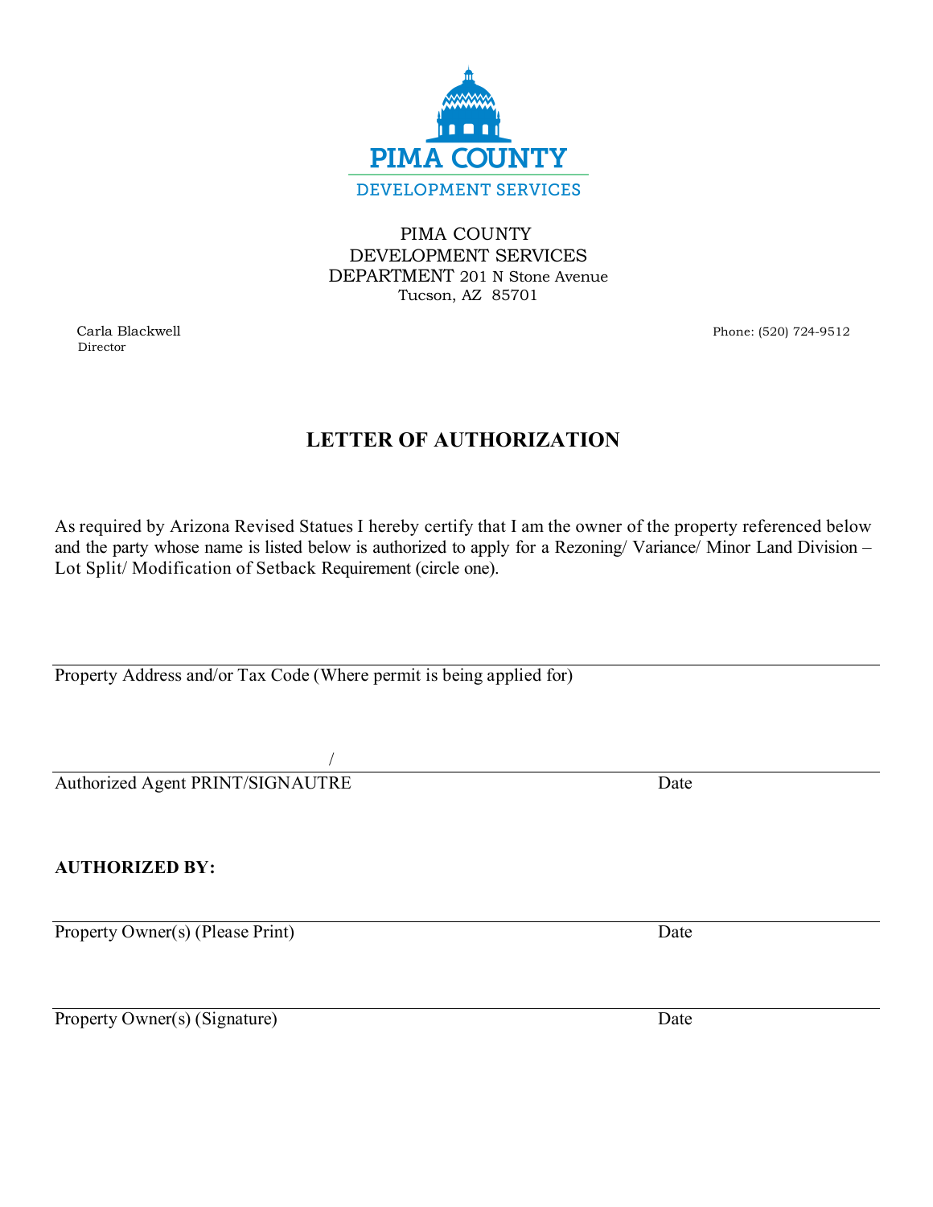PIMA COUNTY
DEVELOPMENT SERVICES

PIMA COUNTY
DEVELOPMENT SERVICES
DEPARTMENT 201 N Stone Avenue
Tucson, AZ 85701

Carla Blackwell
Director

Phone: (520) 724-9512

# LETTER OF AUTHORIZATION

As required by Arizona Revised Statues I hereby certify that I am the owner of the property referenced below and the party whose name is listed below is authorized to apply for a Rezoning/ Variance/ Minor Land Division – Lot Split/ Modification of Setback Requirement (circle one).

\_\_\_\_\_\_\_\_\_\_\_\_\_\_\_\_\_\_\_\_\_\_\_\_\_\_\_\_\_\_\_\_\_\_\_\_\_\_\_\_\_\_\_\_\_\_\_\_\_\_\_\_\_\_\_\_\_\_\_\_
Property Address and/or Tax Code (Where permit is being applied for)

\_\_\_\_\_\_\_\_\_\_\_\_\_\_\_\_\_\_\_\_\_\_\_\_\_\_\_\_ / \_\_\_\_\_\_\_\_\_\_\_\_\_\_\_\_\_\_\_\_\_\_\_\_\_\_\_\_\_\_\_\_
Authorized Agent PRINT/SIGNAUTRE Date

**AUTHORIZED BY:**

\_\_\_\_\_\_\_\_\_\_\_\_\_\_\_\_\_\_\_\_\_\_\_\_\_\_\_\_\_\_\_\_\_\_\_\_\_\_\_\_\_\_\_\_\_\_\_\_\_\_\_\_\_\_\_\_\_\_\_\_
Property Owner(s) (Please Print) Date

\_\_\_\_\_\_\_\_\_\_\_\_\_\_\_\_\_\_\_\_\_\_\_\_\_\_\_\_\_\_\_\_\_\_\_\_\_\_\_\_\_\_\_\_\_\_\_\_\_\_\_\_\_\_\_\_\_\_\_\_
Property Owner(s) (Signature) Date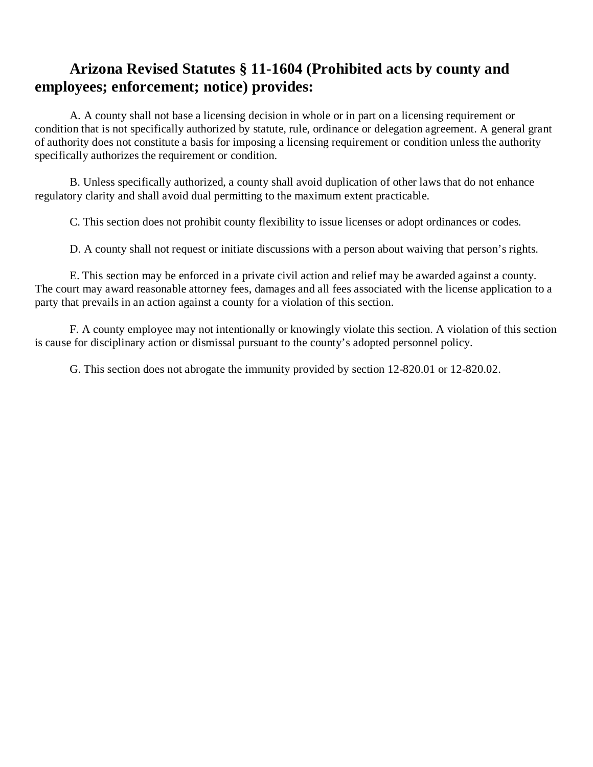## Arizona Revised Statutes § 11-1604 (Prohibited acts by county and employees; enforcement; notice) provides:

A. A county shall not base a licensing decision in whole or in part on a licensing requirement or condition that is not specifically authorized by statute, rule, ordinance or delegation agreement. A general grant of authority does not constitute a basis for imposing a licensing requirement or condition unless the authority specifically authorizes the requirement or condition.

B. Unless specifically authorized, a county shall avoid duplication of other laws that do not enhance regulatory clarity and shall avoid dual permitting to the maximum extent practicable.

C. This section does not prohibit county flexibility to issue licenses or adopt ordinances or codes.

D. A county shall not request or initiate discussions with a person about waiving that person's rights.

E. This section may be enforced in a private civil action and relief may be awarded against a county. The court may award reasonable attorney fees, damages and all fees associated with the license application to a party that prevails in an action against a county for a violation of this section.

F. A county employee may not intentionally or knowingly violate this section. A violation of this section is cause for disciplinary action or dismissal pursuant to the county's adopted personnel policy.

G. This section does not abrogate the immunity provided by section 12-820.01 or 12-820.02.